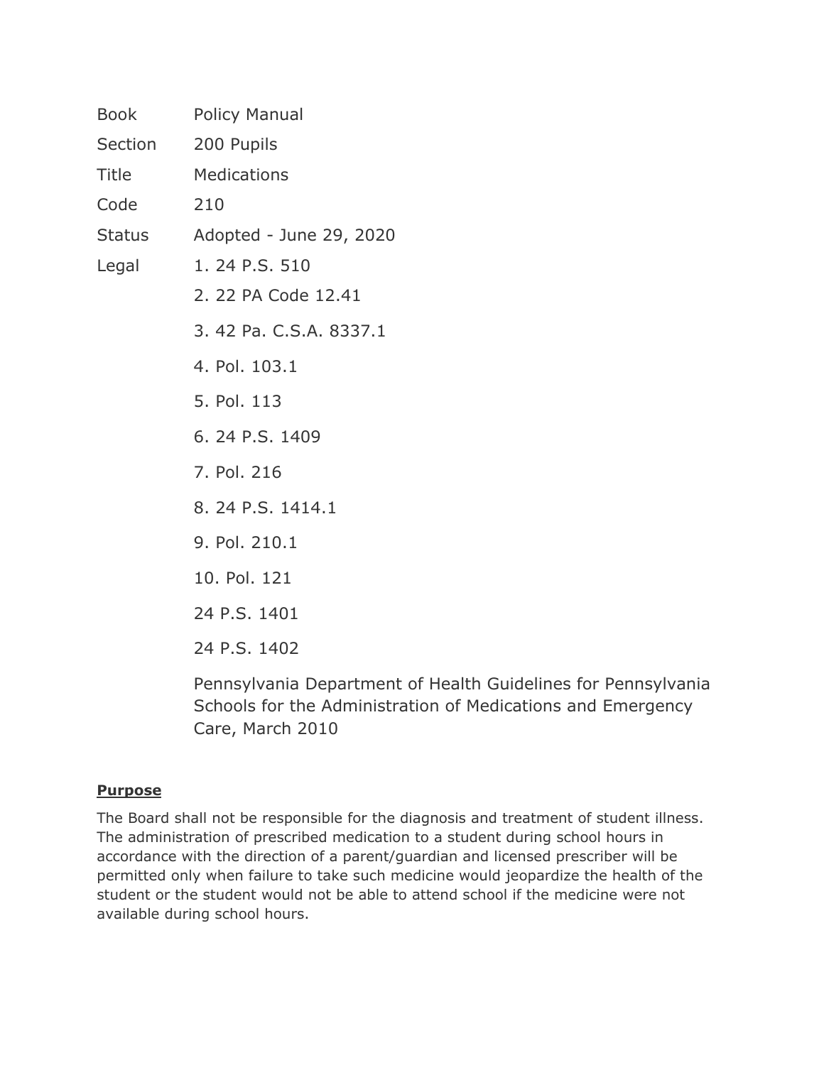| | |
|---|---|
| Book | Policy Manual |
| Section | 200 Pupils |
| Title | Medications |
| Code | 210 |
| Status | Adopted - June 29, 2020 |
| Legal | 1. 24 P.S. 510 |
| | 2. 22 PA Code 12.41 |
| | 3. 42 Pa. C.S.A. 8337.1 |
| | 4. Pol. 103.1 |
| | 5. Pol. 113 |
| | 6. 24 P.S. 1409 |
| | 7. Pol. 216 |
| | 8. 24 P.S. 1414.1 |
| | 9. Pol. 210.1 |
| | 10. Pol. 121 |
| | 24 P.S. 1401 |
| | 24 P.S. 1402 |
| | Pennsylvania Department of Health Guidelines for Pennsylvania Schools for the Administration of Medications and Emergency Care, March 2010 |

## **Purpose**

The Board shall not be responsible for the diagnosis and treatment of student illness. The administration of prescribed medication to a student during school hours in accordance with the direction of a parent/guardian and licensed prescriber will be permitted only when failure to take such medicine would jeopardize the health of the student or the student would not be able to attend school if the medicine were not available during school hours.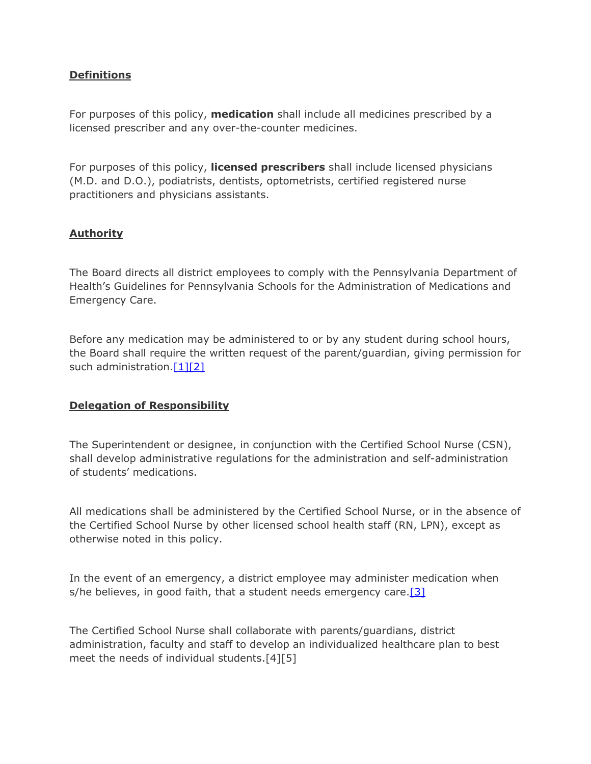**Definitions**

For purposes of this policy, **medication** shall include all medicines prescribed by a licensed prescriber and any over-the-counter medicines.

For purposes of this policy, **licensed prescribers** shall include licensed physicians (M.D. and D.O.), podiatrists, dentists, optometrists, certified registered nurse practitioners and physicians assistants.

**Authority**

The Board directs all district employees to comply with the Pennsylvania Department of Health's Guidelines for Pennsylvania Schools for the Administration of Medications and Emergency Care.

Before any medication may be administered to or by any student during school hours, the Board shall require the written request of the parent/guardian, giving permission for such administration.[1][2]

**Delegation of Responsibility**

The Superintendent or designee, in conjunction with the Certified School Nurse (CSN), shall develop administrative regulations for the administration and self-administration of students' medications.

All medications shall be administered by the Certified School Nurse, or in the absence of the Certified School Nurse by other licensed school health staff (RN, LPN), except as otherwise noted in this policy.

In the event of an emergency, a district employee may administer medication when s/he believes, in good faith, that a student needs emergency care.[3]

The Certified School Nurse shall collaborate with parents/guardians, district administration, faculty and staff to develop an individualized healthcare plan to best meet the needs of individual students.[4][5]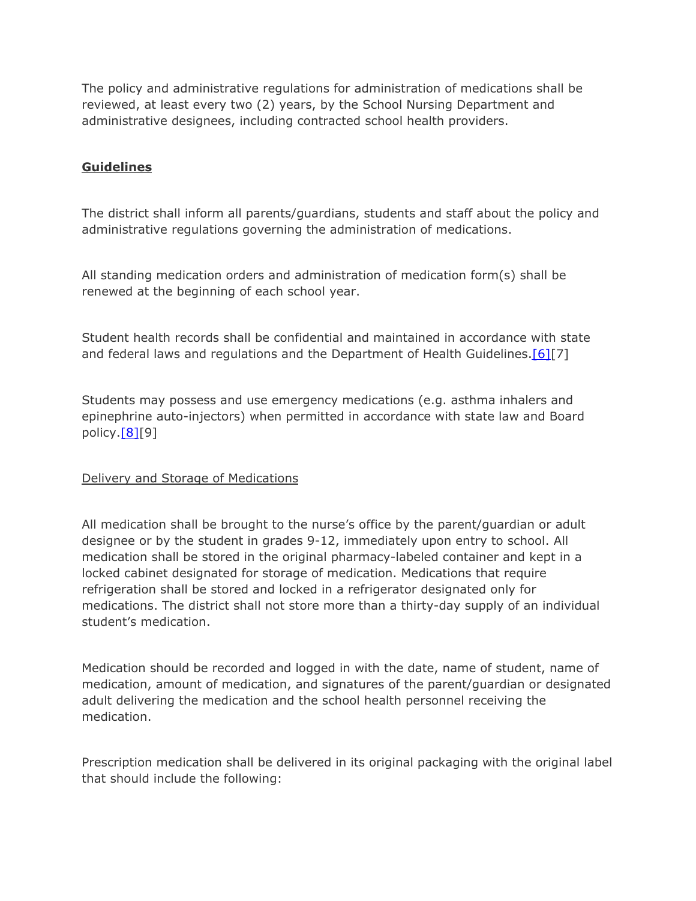The policy and administrative regulations for administration of medications shall be reviewed, at least every two (2) years, by the School Nursing Department and administrative designees, including contracted school health providers.

## **Guidelines**

The district shall inform all parents/guardians, students and staff about the policy and administrative regulations governing the administration of medications.

All standing medication orders and administration of medication form(s) shall be renewed at the beginning of each school year.

Student health records shall be confidential and maintained in accordance with state and federal laws and regulations and the Department of Health Guidelines.[6][7]

Students may possess and use emergency medications (e.g. asthma inhalers and epinephrine auto-injectors) when permitted in accordance with state law and Board policy.[8][9]

### Delivery and Storage of Medications

All medication shall be brought to the nurse's office by the parent/guardian or adult designee or by the student in grades 9-12, immediately upon entry to school. All medication shall be stored in the original pharmacy-labeled container and kept in a locked cabinet designated for storage of medication. Medications that require refrigeration shall be stored and locked in a refrigerator designated only for medications. The district shall not store more than a thirty-day supply of an individual student's medication.

Medication should be recorded and logged in with the date, name of student, name of medication, amount of medication, and signatures of the parent/guardian or designated adult delivering the medication and the school health personnel receiving the medication.

Prescription medication shall be delivered in its original packaging with the original label that should include the following: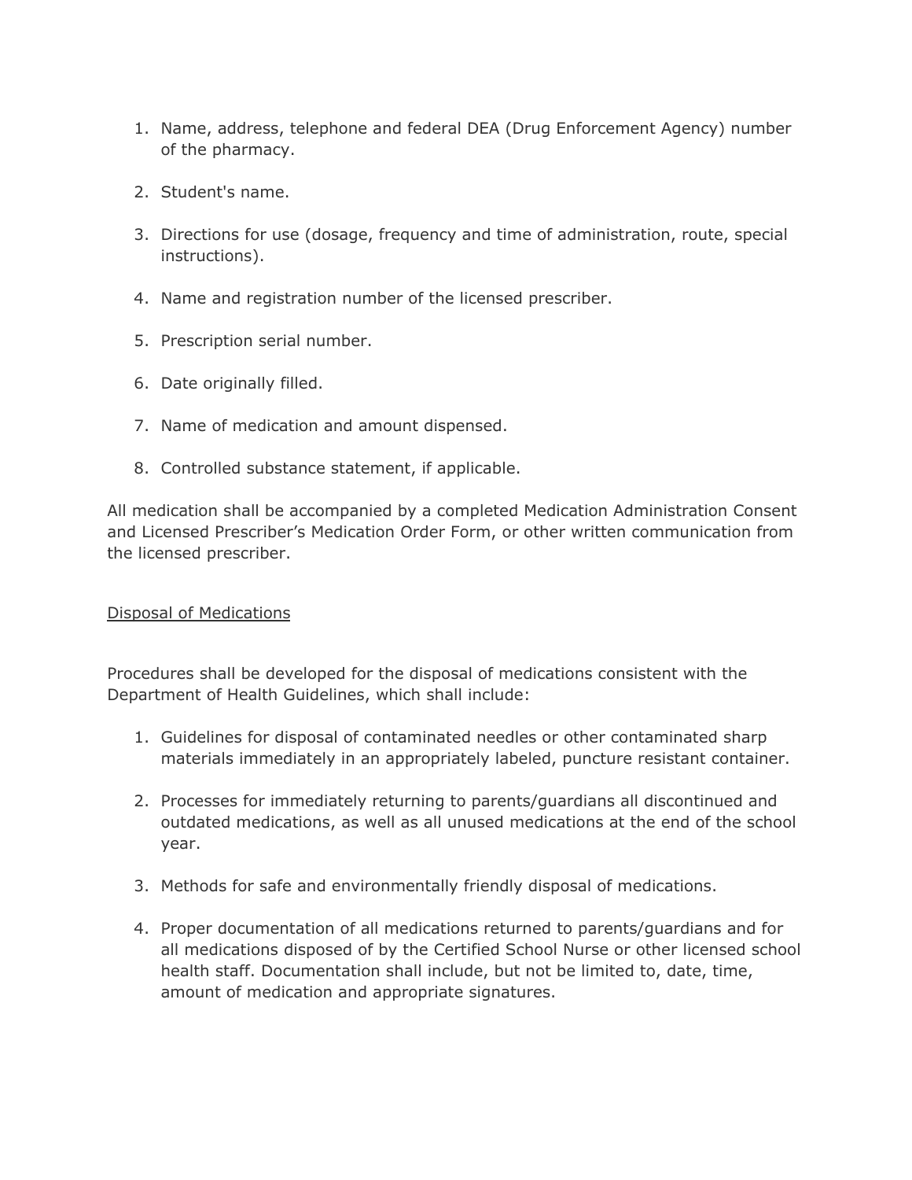1. Name, address, telephone and federal DEA (Drug Enforcement Agency) number of the pharmacy.

2. Student's name.

3. Directions for use (dosage, frequency and time of administration, route, special instructions).

4. Name and registration number of the licensed prescriber.

5. Prescription serial number.

6. Date originally filled.

7. Name of medication and amount dispensed.

8. Controlled substance statement, if applicable.

All medication shall be accompanied by a completed Medication Administration Consent and Licensed Prescriber's Medication Order Form, or other written communication from the licensed prescriber.

<u>Disposal of Medications</u>

Procedures shall be developed for the disposal of medications consistent with the Department of Health Guidelines, which shall include:

1. Guidelines for disposal of contaminated needles or other contaminated sharp materials immediately in an appropriately labeled, puncture resistant container.

2. Processes for immediately returning to parents/guardians all discontinued and outdated medications, as well as all unused medications at the end of the school year.

3. Methods for safe and environmentally friendly disposal of medications.

4. Proper documentation of all medications returned to parents/guardians and for all medications disposed of by the Certified School Nurse or other licensed school health staff. Documentation shall include, but not be limited to, date, time, amount of medication and appropriate signatures.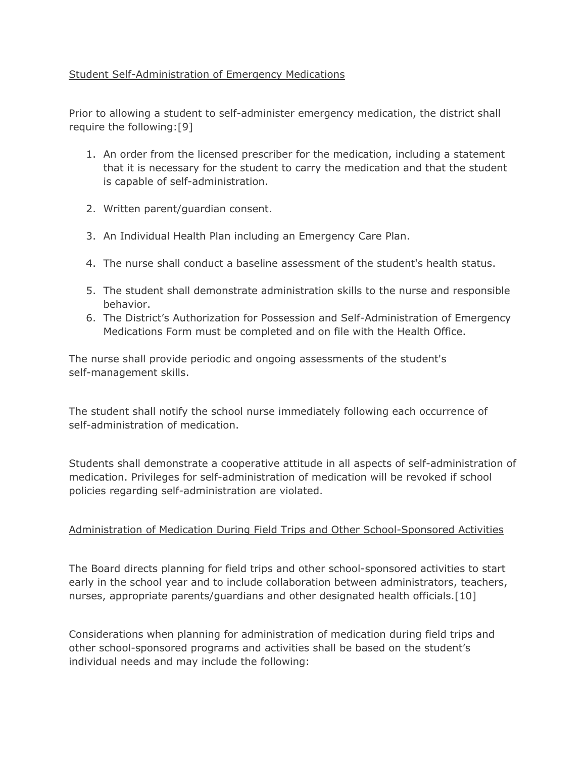Student Self-Administration of Emergency Medications

Prior to allowing a student to self-administer emergency medication, the district shall require the following:[9]

1. An order from the licensed prescriber for the medication, including a statement that it is necessary for the student to carry the medication and that the student is capable of self-administration.

2. Written parent/guardian consent.

3. An Individual Health Plan including an Emergency Care Plan.

4. The nurse shall conduct a baseline assessment of the student's health status.

5. The student shall demonstrate administration skills to the nurse and responsible behavior.
6. The District's Authorization for Possession and Self-Administration of Emergency Medications Form must be completed and on file with the Health Office.

The nurse shall provide periodic and ongoing assessments of the student's self-management skills.

The student shall notify the school nurse immediately following each occurrence of self-administration of medication.

Students shall demonstrate a cooperative attitude in all aspects of self-administration of medication. Privileges for self-administration of medication will be revoked if school policies regarding self-administration are violated.

Administration of Medication During Field Trips and Other School-Sponsored Activities

The Board directs planning for field trips and other school-sponsored activities to start early in the school year and to include collaboration between administrators, teachers, nurses, appropriate parents/guardians and other designated health officials.[10]

Considerations when planning for administration of medication during field trips and other school-sponsored programs and activities shall be based on the student's individual needs and may include the following: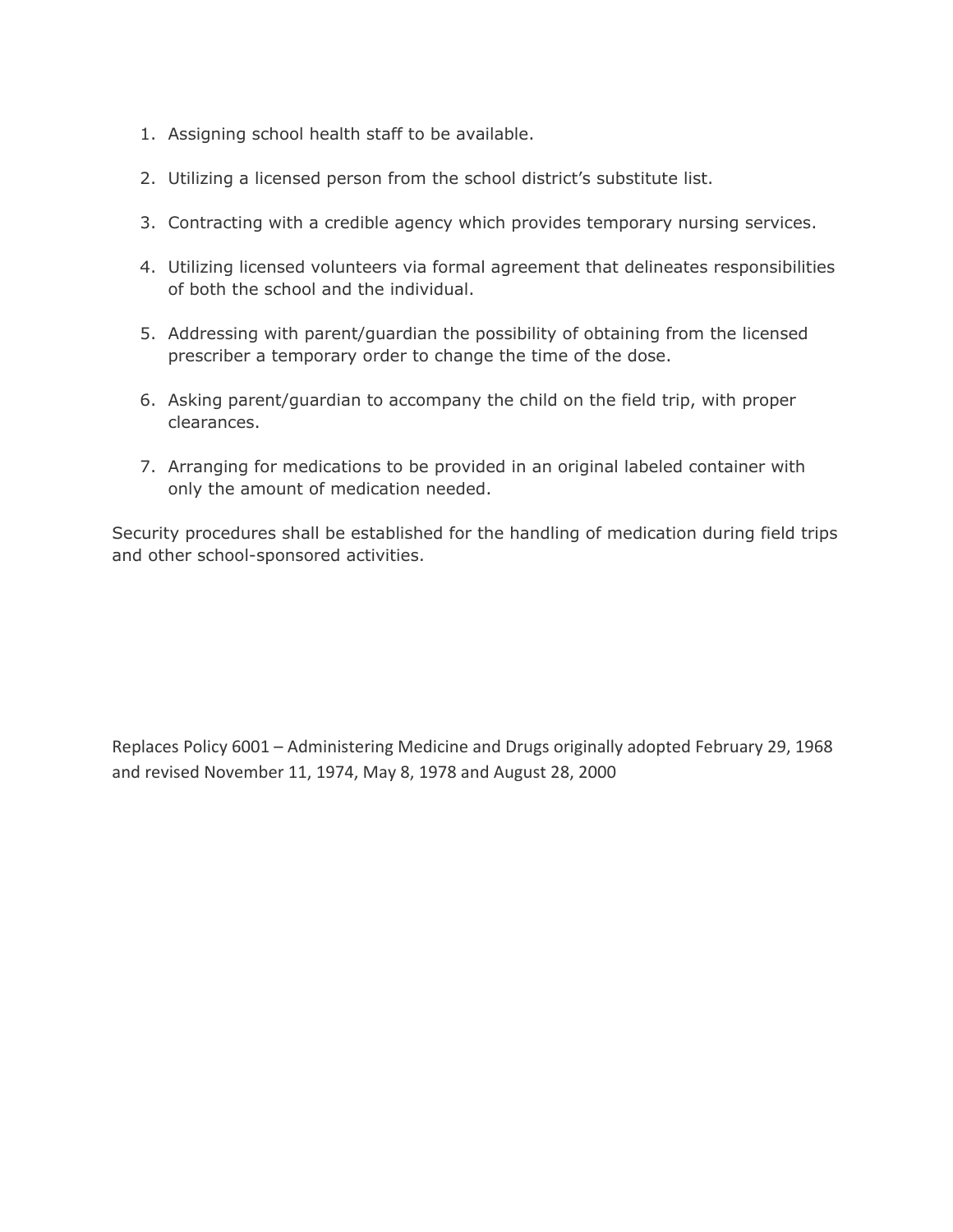1. Assigning school health staff to be available.

2. Utilizing a licensed person from the school district's substitute list.

3. Contracting with a credible agency which provides temporary nursing services.

4. Utilizing licensed volunteers via formal agreement that delineates responsibilities of both the school and the individual.

5. Addressing with parent/guardian the possibility of obtaining from the licensed prescriber a temporary order to change the time of the dose.

6. Asking parent/guardian to accompany the child on the field trip, with proper clearances.

7. Arranging for medications to be provided in an original labeled container with only the amount of medication needed.

Security procedures shall be established for the handling of medication during field trips and other school-sponsored activities.

Replaces Policy 6001 – Administering Medicine and Drugs originally adopted February 29, 1968 and revised November 11, 1974, May 8, 1978 and August 28, 2000